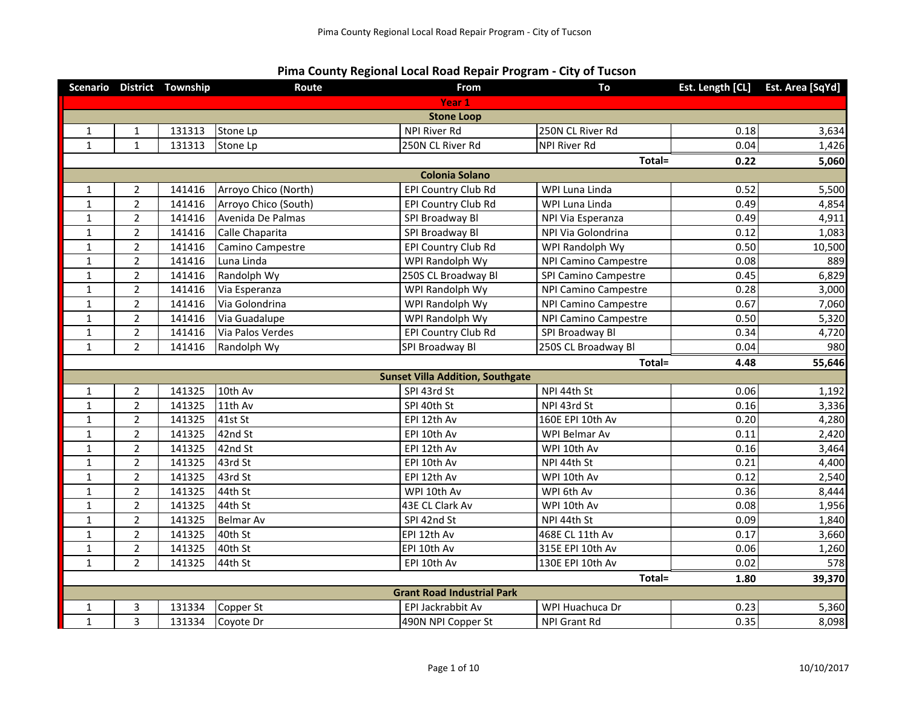# Pima County Regional Local Road Repair Program - City of Tucson

| Scenario | District | Township | Route | From | To | Est. Length [CL] | Est. Area [SqYd] |
|---|---|---|---|---|---|---|---|
| **Year 1** | | | | | | | |
| **Stone Loop** | | | | | | | |
| 1 | 1 | 131313 | Stone Lp | NPI River Rd | 250N CL River Rd | 0.18 | 3,634 |
| 1 | 1 | 131313 | Stone Lp | 250N CL River Rd | NPI River Rd | 0.04 | 1,426 |
| | | | | | **Total=** | **0.22** | **5,060** |
| **Colonia Solano** | | | | | | | |
| 1 | 2 | 141416 | Arroyo Chico (North) | EPI Country Club Rd | WPI Luna Linda | 0.52 | 5,500 |
| 1 | 2 | 141416 | Arroyo Chico (South) | EPI Country Club Rd | WPI Luna Linda | 0.49 | 4,854 |
| 1 | 2 | 141416 | Avenida De Palmas | SPI Broadway Bl | NPI Via Esperanza | 0.49 | 4,911 |
| 1 | 2 | 141416 | Calle Chaparita | SPI Broadway Bl | NPI Via Golondrina | 0.12 | 1,083 |
| 1 | 2 | 141416 | Camino Campestre | EPI Country Club Rd | WPI Randolph Wy | 0.50 | 10,500 |
| 1 | 2 | 141416 | Luna Linda | WPI Randolph Wy | NPI Camino Campestre | 0.08 | 889 |
| 1 | 2 | 141416 | Randolph Wy | 250S CL Broadway Bl | SPI Camino Campestre | 0.45 | 6,829 |
| 1 | 2 | 141416 | Via Esperanza | WPI Randolph Wy | NPI Camino Campestre | 0.28 | 3,000 |
| 1 | 2 | 141416 | Via Golondrina | WPI Randolph Wy | NPI Camino Campestre | 0.67 | 7,060 |
| 1 | 2 | 141416 | Via Guadalupe | WPI Randolph Wy | NPI Camino Campestre | 0.50 | 5,320 |
| 1 | 2 | 141416 | Via Palos Verdes | EPI Country Club Rd | SPI Broadway Bl | 0.34 | 4,720 |
| 1 | 2 | 141416 | Randolph Wy | SPI Broadway Bl | 250S CL Broadway Bl | 0.04 | 980 |
| | | | | | **Total=** | **4.48** | **55,646** |
| **Sunset Villa Addition, Southgate** | | | | | | | |
| 1 | 2 | 141325 | 10th Av | SPI 43rd St | NPI 44th St | 0.06 | 1,192 |
| 1 | 2 | 141325 | 11th Av | SPI 40th St | NPI 43rd St | 0.16 | 3,336 |
| 1 | 2 | 141325 | 41st St | EPI 12th Av | 160E EPI 10th Av | 0.20 | 4,280 |
| 1 | 2 | 141325 | 42nd St | EPI 10th Av | WPI Belmar Av | 0.11 | 2,420 |
| 1 | 2 | 141325 | 42nd St | EPI 12th Av | WPI 10th Av | 0.16 | 3,464 |
| 1 | 2 | 141325 | 43rd St | EPI 10th Av | NPI 44th St | 0.21 | 4,400 |
| 1 | 2 | 141325 | 43rd St | EPI 12th Av | WPI 10th Av | 0.12 | 2,540 |
| 1 | 2 | 141325 | 44th St | WPI 10th Av | WPI 6th Av | 0.36 | 8,444 |
| 1 | 2 | 141325 | 44th St | 43E CL Clark Av | WPI 10th Av | 0.08 | 1,956 |
| 1 | 2 | 141325 | Belmar Av | SPI 42nd St | NPI 44th St | 0.09 | 1,840 |
| 1 | 2 | 141325 | 40th St | EPI 12th Av | 468E CL 11th Av | 0.17 | 3,660 |
| 1 | 2 | 141325 | 40th St | EPI 10th Av | 315E EPI 10th Av | 0.06 | 1,260 |
| 1 | 2 | 141325 | 44th St | EPI 10th Av | 130E EPI 10th Av | 0.02 | 578 |
| | | | | | **Total=** | **1.80** | **39,370** |
| **Grant Road Industrial Park** | | | | | | | |
| 1 | 3 | 131334 | Copper St | EPI Jackrabbit Av | WPI Huachuca Dr | 0.23 | 5,360 |
| 1 | 3 | 131334 | Coyote Dr | 490N NPI Copper St | NPI Grant Rd | 0.35 | 8,098 |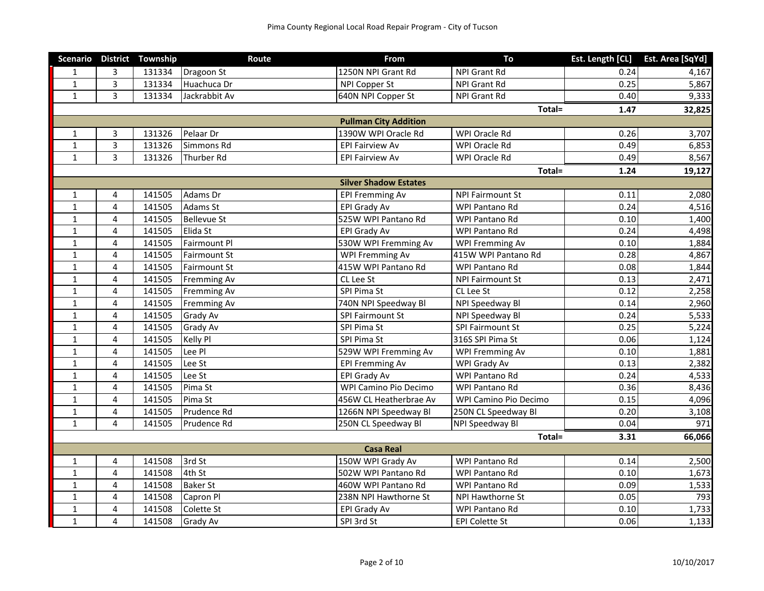Pima County Regional Local Road Repair Program - City of Tucson

| Scenario | District | Township | Route | From | To | Est. Length [CL] | Est. Area [SqYd] |
|---|---|---|---|---|---|---|---|
| 1 | 3 | 131334 | Dragoon St | 1250N NPI Grant Rd | NPI Grant Rd | 0.24 | 4,167 |
| 1 | 3 | 131334 | Huachuca Dr | NPI Copper St | NPI Grant Rd | 0.25 | 5,867 |
| 1 | 3 | 131334 | Jackrabbit Av | 640N NPI Copper St | NPI Grant Rd | 0.40 | 9,333 |
| | | | | | Total= | 1.47 | 32,825 |
| | | | | **Pullman City Addition** | | | |
| 1 | 3 | 131326 | Pelaar Dr | 1390W WPI Oracle Rd | WPI Oracle Rd | 0.26 | 3,707 |
| 1 | 3 | 131326 | Simmons Rd | EPI Fairview Av | WPI Oracle Rd | 0.49 | 6,853 |
| 1 | 3 | 131326 | Thurber Rd | EPI Fairview Av | WPI Oracle Rd | 0.49 | 8,567 |
| | | | | | Total= | 1.24 | 19,127 |
| | | | | **Silver Shadow Estates** | | | |
| 1 | 4 | 141505 | Adams Dr | EPI Fremming Av | NPI Fairmount St | 0.11 | 2,080 |
| 1 | 4 | 141505 | Adams St | EPI Grady Av | WPI Pantano Rd | 0.24 | 4,516 |
| 1 | 4 | 141505 | Bellevue St | 525W WPI Pantano Rd | WPI Pantano Rd | 0.10 | 1,400 |
| 1 | 4 | 141505 | Elida St | EPI Grady Av | WPI Pantano Rd | 0.24 | 4,498 |
| 1 | 4 | 141505 | Fairmount Pl | 530W WPI Fremming Av | WPI Fremming Av | 0.10 | 1,884 |
| 1 | 4 | 141505 | Fairmount St | WPI Fremming Av | 415W WPI Pantano Rd | 0.28 | 4,867 |
| 1 | 4 | 141505 | Fairmount St | 415W WPI Pantano Rd | WPI Pantano Rd | 0.08 | 1,844 |
| 1 | 4 | 141505 | Fremming Av | CL Lee St | NPI Fairmount St | 0.13 | 2,471 |
| 1 | 4 | 141505 | Fremming Av | SPI Pima St | CL Lee St | 0.12 | 2,258 |
| 1 | 4 | 141505 | Fremming Av | 740N NPI Speedway Bl | NPI Speedway Bl | 0.14 | 2,960 |
| 1 | 4 | 141505 | Grady Av | SPI Fairmount St | NPI Speedway Bl | 0.24 | 5,533 |
| 1 | 4 | 141505 | Grady Av | SPI Pima St | SPI Fairmount St | 0.25 | 5,224 |
| 1 | 4 | 141505 | Kelly Pl | SPI Pima St | 316S SPI Pima St | 0.06 | 1,124 |
| 1 | 4 | 141505 | Lee Pl | 529W WPI Fremming Av | WPI Fremming Av | 0.10 | 1,881 |
| 1 | 4 | 141505 | Lee St | EPI Fremming Av | WPI Grady Av | 0.13 | 2,382 |
| 1 | 4 | 141505 | Lee St | EPI Grady Av | WPI Pantano Rd | 0.24 | 4,533 |
| 1 | 4 | 141505 | Pima St | WPI Camino Pio Decimo | WPI Pantano Rd | 0.36 | 8,436 |
| 1 | 4 | 141505 | Pima St | 456W CL Heatherbrae Av | WPI Camino Pio Decimo | 0.15 | 4,096 |
| 1 | 4 | 141505 | Prudence Rd | 1266N NPI Speedway Bl | 250N CL Speedway Bl | 0.20 | 3,108 |
| 1 | 4 | 141505 | Prudence Rd | 250N CL Speedway Bl | NPI Speedway Bl | 0.04 | 971 |
| | | | | | Total= | 3.31 | 66,066 |
| | | | | **Casa Real** | | | |
| 1 | 4 | 141508 | 3rd St | 150W WPI Grady Av | WPI Pantano Rd | 0.14 | 2,500 |
| 1 | 4 | 141508 | 4th St | 502W WPI Pantano Rd | WPI Pantano Rd | 0.10 | 1,673 |
| 1 | 4 | 141508 | Baker St | 460W WPI Pantano Rd | WPI Pantano Rd | 0.09 | 1,533 |
| 1 | 4 | 141508 | Capron Pl | 238N NPI Hawthorne St | NPI Hawthorne St | 0.05 | 793 |
| 1 | 4 | 141508 | Colette St | EPI Grady Av | WPI Pantano Rd | 0.10 | 1,733 |
| 1 | 4 | 141508 | Grady Av | SPI 3rd St | EPI Colette St | 0.06 | 1,133 |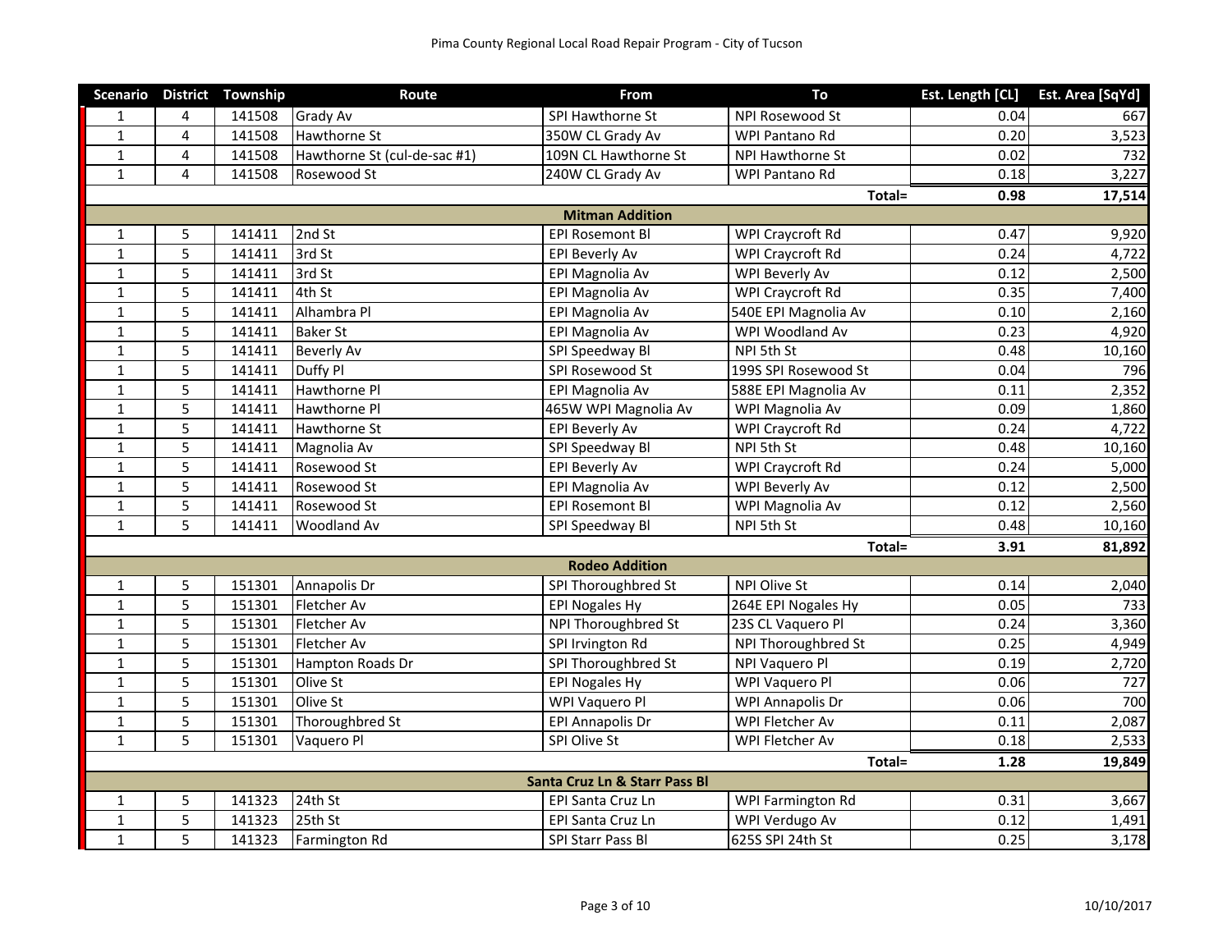Pima County Regional Local Road Repair Program - City of Tucson

| Scenario | District | Township | Route | From | To | Est. Length [CL] | Est. Area [SqYd] |
|---|---|---|---|---|---|---|---|
| 1 | 4 | 141508 | Grady Av | SPI Hawthorne St | NPI Rosewood St | 0.04 | 667 |
| 1 | 4 | 141508 | Hawthorne St | 350W CL Grady Av | WPI Pantano Rd | 0.20 | 3,523 |
| 1 | 4 | 141508 | Hawthorne St (cul-de-sac #1) | 109N CL Hawthorne St | NPI Hawthorne St | 0.02 | 732 |
| 1 | 4 | 141508 | Rosewood St | 240W CL Grady Av | WPI Pantano Rd | 0.18 | 3,227 |
| | | | | | **Total=** | **0.98** | **17,514** |
| | | | | **Mitman Addition** | | | |
| 1 | 5 | 141411 | 2nd St | EPI Rosemont Bl | WPI Craycroft Rd | 0.47 | 9,920 |
| 1 | 5 | 141411 | 3rd St | EPI Beverly Av | WPI Craycroft Rd | 0.24 | 4,722 |
| 1 | 5 | 141411 | 3rd St | EPI Magnolia Av | WPI Beverly Av | 0.12 | 2,500 |
| 1 | 5 | 141411 | 4th St | EPI Magnolia Av | WPI Craycroft Rd | 0.35 | 7,400 |
| 1 | 5 | 141411 | Alhambra Pl | EPI Magnolia Av | 540E EPI Magnolia Av | 0.10 | 2,160 |
| 1 | 5 | 141411 | Baker St | EPI Magnolia Av | WPI Woodland Av | 0.23 | 4,920 |
| 1 | 5 | 141411 | Beverly Av | SPI Speedway Bl | NPI 5th St | 0.48 | 10,160 |
| 1 | 5 | 141411 | Duffy Pl | SPI Rosewood St | 199S SPI Rosewood St | 0.04 | 796 |
| 1 | 5 | 141411 | Hawthorne Pl | EPI Magnolia Av | 588E EPI Magnolia Av | 0.11 | 2,352 |
| 1 | 5 | 141411 | Hawthorne Pl | 465W WPI Magnolia Av | WPI Magnolia Av | 0.09 | 1,860 |
| 1 | 5 | 141411 | Hawthorne St | EPI Beverly Av | WPI Craycroft Rd | 0.24 | 4,722 |
| 1 | 5 | 141411 | Magnolia Av | SPI Speedway Bl | NPI 5th St | 0.48 | 10,160 |
| 1 | 5 | 141411 | Rosewood St | EPI Beverly Av | WPI Craycroft Rd | 0.24 | 5,000 |
| 1 | 5 | 141411 | Rosewood St | EPI Magnolia Av | WPI Beverly Av | 0.12 | 2,500 |
| 1 | 5 | 141411 | Rosewood St | EPI Rosemont Bl | WPI Magnolia Av | 0.12 | 2,560 |
| 1 | 5 | 141411 | Woodland Av | SPI Speedway Bl | NPI 5th St | 0.48 | 10,160 |
| | | | | | **Total=** | **3.91** | **81,892** |
| | | | | **Rodeo Addition** | | | |
| 1 | 5 | 151301 | Annapolis Dr | SPI Thoroughbred St | NPI Olive St | 0.14 | 2,040 |
| 1 | 5 | 151301 | Fletcher Av | EPI Nogales Hy | 264E EPI Nogales Hy | 0.05 | 733 |
| 1 | 5 | 151301 | Fletcher Av | NPI Thoroughbred St | 23S CL Vaquero Pl | 0.24 | 3,360 |
| 1 | 5 | 151301 | Fletcher Av | SPI Irvington Rd | NPI Thoroughbred St | 0.25 | 4,949 |
| 1 | 5 | 151301 | Hampton Roads Dr | SPI Thoroughbred St | NPI Vaquero Pl | 0.19 | 2,720 |
| 1 | 5 | 151301 | Olive St | EPI Nogales Hy | WPI Vaquero Pl | 0.06 | 727 |
| 1 | 5 | 151301 | Olive St | WPI Vaquero Pl | WPI Annapolis Dr | 0.06 | 700 |
| 1 | 5 | 151301 | Thoroughbred St | EPI Annapolis Dr | WPI Fletcher Av | 0.11 | 2,087 |
| 1 | 5 | 151301 | Vaquero Pl | SPI Olive St | WPI Fletcher Av | 0.18 | 2,533 |
| | | | | | **Total=** | **1.28** | **19,849** |
| | | | | **Santa Cruz Ln & Starr Pass Bl** | | | |
| 1 | 5 | 141323 | 24th St | EPI Santa Cruz Ln | WPI Farmington Rd | 0.31 | 3,667 |
| 1 | 5 | 141323 | 25th St | EPI Santa Cruz Ln | WPI Verdugo Av | 0.12 | 1,491 |
| 1 | 5 | 141323 | Farmington Rd | SPI Starr Pass Bl | 625S SPI 24th St | 0.25 | 3,178 |

10/10/2017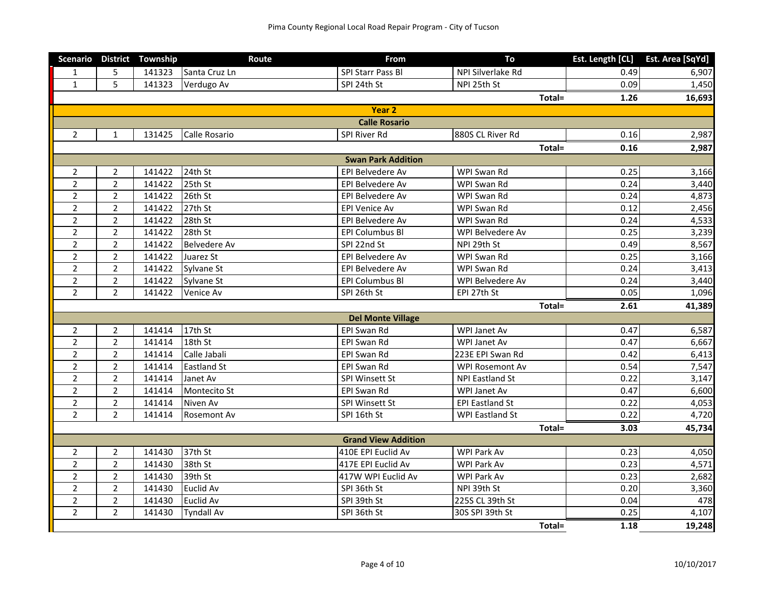| Scenario | District | Township | Route | From | To | Est. Length [CL] | Est. Area [SqYd] |
|---|---|---|---|---|---|---|---|
| 1 | 5 | 141323 | Santa Cruz Ln | SPI Starr Pass Bl | NPI Silverlake Rd | 0.49 | 6,907 |
| 1 | 5 | 141323 | Verdugo Av | SPI 24th St | NPI 25th St | 0.09 | 1,450 |
| | | | | | Total= | 1.26 | 16,693 |
| | | | | **Year 2** | | | |
| | | | | **Calle Rosario** | | | |
| 2 | 1 | 131425 | Calle Rosario | SPI River Rd | 880S CL River Rd | 0.16 | 2,987 |
| | | | | | Total= | 0.16 | 2,987 |
| | | | | **Swan Park Addition** | | | |
| 2 | 2 | 141422 | 24th St | EPI Belvedere Av | WPI Swan Rd | 0.25 | 3,166 |
| 2 | 2 | 141422 | 25th St | EPI Belvedere Av | WPI Swan Rd | 0.24 | 3,440 |
| 2 | 2 | 141422 | 26th St | EPI Belvedere Av | WPI Swan Rd | 0.24 | 4,873 |
| 2 | 2 | 141422 | 27th St | EPI Venice Av | WPI Swan Rd | 0.12 | 2,456 |
| 2 | 2 | 141422 | 28th St | EPI Belvedere Av | WPI Swan Rd | 0.24 | 4,533 |
| 2 | 2 | 141422 | 28th St | EPI Columbus Bl | WPI Belvedere Av | 0.25 | 3,239 |
| 2 | 2 | 141422 | Belvedere Av | SPI 22nd St | NPI 29th St | 0.49 | 8,567 |
| 2 | 2 | 141422 | Juarez St | EPI Belvedere Av | WPI Swan Rd | 0.25 | 3,166 |
| 2 | 2 | 141422 | Sylvane St | EPI Belvedere Av | WPI Swan Rd | 0.24 | 3,413 |
| 2 | 2 | 141422 | Sylvane St | EPI Columbus Bl | WPI Belvedere Av | 0.24 | 3,440 |
| 2 | 2 | 141422 | Venice Av | SPI 26th St | EPI 27th St | 0.05 | 1,096 |
| | | | | | Total= | 2.61 | 41,389 |
| | | | | **Del Monte Village** | | | |
| 2 | 2 | 141414 | 17th St | EPI Swan Rd | WPI Janet Av | 0.47 | 6,587 |
| 2 | 2 | 141414 | 18th St | EPI Swan Rd | WPI Janet Av | 0.47 | 6,667 |
| 2 | 2 | 141414 | Calle Jabali | EPI Swan Rd | 223E EPI Swan Rd | 0.42 | 6,413 |
| 2 | 2 | 141414 | Eastland St | EPI Swan Rd | WPI Rosemont Av | 0.54 | 7,547 |
| 2 | 2 | 141414 | Janet Av | SPI Winsett St | NPI Eastland St | 0.22 | 3,147 |
| 2 | 2 | 141414 | Montecito St | EPI Swan Rd | WPI Janet Av | 0.47 | 6,600 |
| 2 | 2 | 141414 | Niven Av | SPI Winsett St | EPI Eastland St | 0.22 | 4,053 |
| 2 | 2 | 141414 | Rosemont Av | SPI 16th St | WPI Eastland St | 0.22 | 4,720 |
| | | | | | Total= | 3.03 | 45,734 |
| | | | | **Grand View Addition** | | | |
| 2 | 2 | 141430 | 37th St | 410E EPI Euclid Av | WPI Park Av | 0.23 | 4,050 |
| 2 | 2 | 141430 | 38th St | 417E EPI Euclid Av | WPI Park Av | 0.23 | 4,571 |
| 2 | 2 | 141430 | 39th St | 417W WPI Euclid Av | WPI Park Av | 0.23 | 2,682 |
| 2 | 2 | 141430 | Euclid Av | SPI 36th St | NPI 39th St | 0.20 | 3,360 |
| 2 | 2 | 141430 | Euclid Av | SPI 39th St | 225S CL 39th St | 0.04 | 478 |
| 2 | 2 | 141430 | Tyndall Av | SPI 36th St | 30S SPI 39th St | 0.25 | 4,107 |
| | | | | | Total= | 1.18 | 19,248 |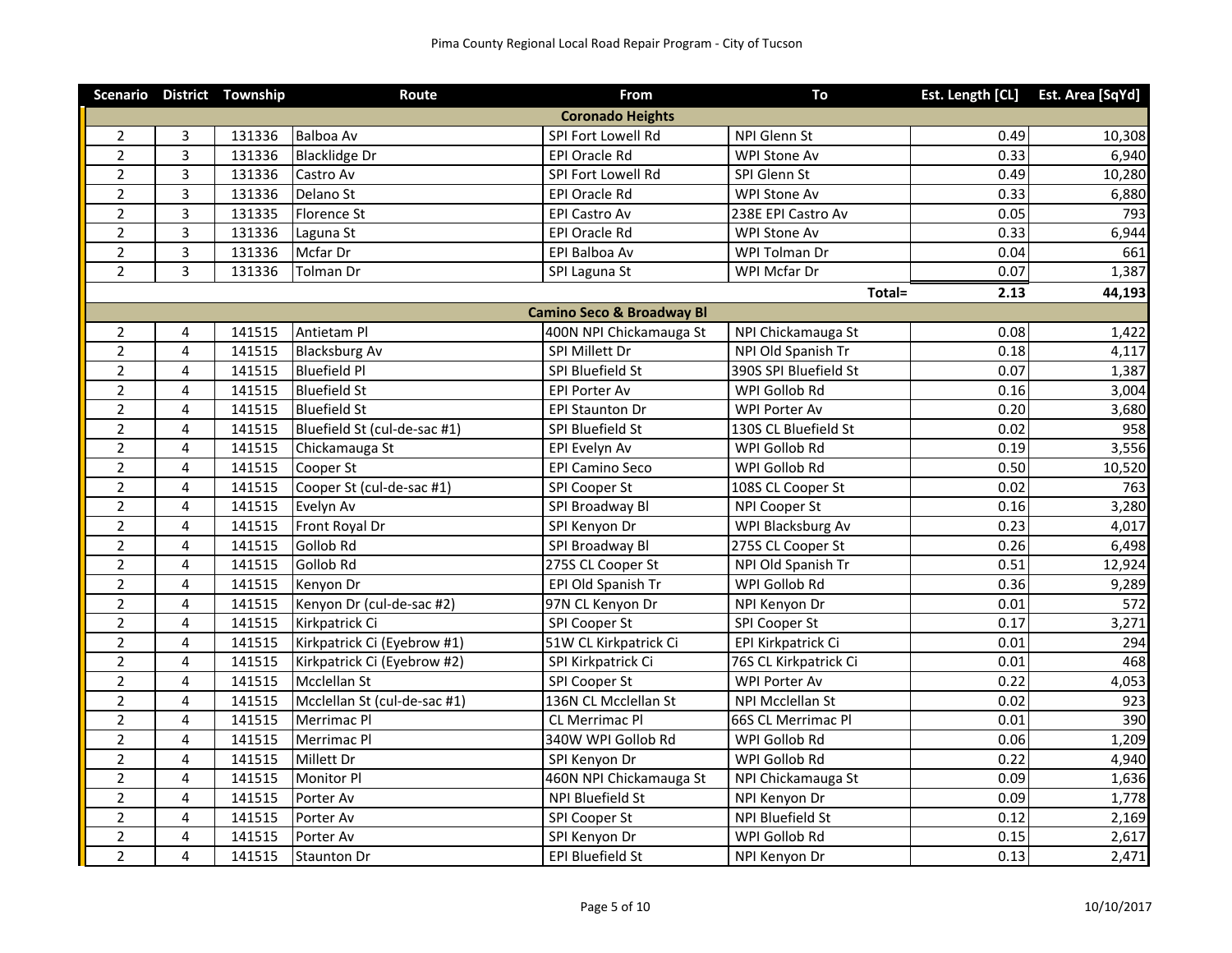Pima County Regional Local Road Repair Program - City of Tucson

| Scenario | District | Township | Route | From | To | Est. Length [CL] | Est. Area [SqYd] |
|---|---|---|---|---|---|---|---|
| | | | | **Coronado Heights** | | | |
| 2 | 3 | 131336 | Balboa Av | SPI Fort Lowell Rd | NPI Glenn St | 0.49 | 10,308 |
| 2 | 3 | 131336 | Blacklidge Dr | EPI Oracle Rd | WPI Stone Av | 0.33 | 6,940 |
| 2 | 3 | 131336 | Castro Av | SPI Fort Lowell Rd | SPI Glenn St | 0.49 | 10,280 |
| 2 | 3 | 131336 | Delano St | EPI Oracle Rd | WPI Stone Av | 0.33 | 6,880 |
| 2 | 3 | 131335 | Florence St | EPI Castro Av | 238E EPI Castro Av | 0.05 | 793 |
| 2 | 3 | 131336 | Laguna St | EPI Oracle Rd | WPI Stone Av | 0.33 | 6,944 |
| 2 | 3 | 131336 | Mcfar Dr | EPI Balboa Av | WPI Tolman Dr | 0.04 | 661 |
| 2 | 3 | 131336 | Tolman Dr | SPI Laguna St | WPI Mcfar Dr | 0.07 | 1,387 |
| | | | | | **Total=** | **2.13** | **44,193** |
| | | | | **Camino Seco & Broadway Bl** | | | |
| 2 | 4 | 141515 | Antietam Pl | 400N NPI Chickamauga St | NPI Chickamauga St | 0.08 | 1,422 |
| 2 | 4 | 141515 | Blacksburg Av | SPI Millett Dr | NPI Old Spanish Tr | 0.18 | 4,117 |
| 2 | 4 | 141515 | Bluefield Pl | SPI Bluefield St | 390S SPI Bluefield St | 0.07 | 1,387 |
| 2 | 4 | 141515 | Bluefield St | EPI Porter Av | WPI Gollob Rd | 0.16 | 3,004 |
| 2 | 4 | 141515 | Bluefield St | EPI Staunton Dr | WPI Porter Av | 0.20 | 3,680 |
| 2 | 4 | 141515 | Bluefield St (cul-de-sac #1) | SPI Bluefield St | 130S CL Bluefield St | 0.02 | 958 |
| 2 | 4 | 141515 | Chickamauga St | EPI Evelyn Av | WPI Gollob Rd | 0.19 | 3,556 |
| 2 | 4 | 141515 | Cooper St | EPI Camino Seco | WPI Gollob Rd | 0.50 | 10,520 |
| 2 | 4 | 141515 | Cooper St (cul-de-sac #1) | SPI Cooper St | 108S CL Cooper St | 0.02 | 763 |
| 2 | 4 | 141515 | Evelyn Av | SPI Broadway Bl | NPI Cooper St | 0.16 | 3,280 |
| 2 | 4 | 141515 | Front Royal Dr | SPI Kenyon Dr | WPI Blacksburg Av | 0.23 | 4,017 |
| 2 | 4 | 141515 | Gollob Rd | SPI Broadway Bl | 275S CL Cooper St | 0.26 | 6,498 |
| 2 | 4 | 141515 | Gollob Rd | 275S CL Cooper St | NPI Old Spanish Tr | 0.51 | 12,924 |
| 2 | 4 | 141515 | Kenyon Dr | EPI Old Spanish Tr | WPI Gollob Rd | 0.36 | 9,289 |
| 2 | 4 | 141515 | Kenyon Dr (cul-de-sac #2) | 97N CL Kenyon Dr | NPI Kenyon Dr | 0.01 | 572 |
| 2 | 4 | 141515 | Kirkpatrick Ci | SPI Cooper St | SPI Cooper St | 0.17 | 3,271 |
| 2 | 4 | 141515 | Kirkpatrick Ci (Eyebrow #1) | 51W CL Kirkpatrick Ci | EPI Kirkpatrick Ci | 0.01 | 294 |
| 2 | 4 | 141515 | Kirkpatrick Ci (Eyebrow #2) | SPI Kirkpatrick Ci | 76S CL Kirkpatrick Ci | 0.01 | 468 |
| 2 | 4 | 141515 | Mcclellan St | SPI Cooper St | WPI Porter Av | 0.22 | 4,053 |
| 2 | 4 | 141515 | Mcclellan St (cul-de-sac #1) | 136N CL Mcclellan St | NPI Mcclellan St | 0.02 | 923 |
| 2 | 4 | 141515 | Merrimac Pl | CL Merrimac Pl | 66S CL Merrimac Pl | 0.01 | 390 |
| 2 | 4 | 141515 | Merrimac Pl | 340W WPI Gollob Rd | WPI Gollob Rd | 0.06 | 1,209 |
| 2 | 4 | 141515 | Millett Dr | SPI Kenyon Dr | WPI Gollob Rd | 0.22 | 4,940 |
| 2 | 4 | 141515 | Monitor Pl | 460N NPI Chickamauga St | NPI Chickamauga St | 0.09 | 1,636 |
| 2 | 4 | 141515 | Porter Av | NPI Bluefield St | NPI Kenyon Dr | 0.09 | 1,778 |
| 2 | 4 | 141515 | Porter Av | SPI Cooper St | NPI Bluefield St | 0.12 | 2,169 |
| 2 | 4 | 141515 | Porter Av | SPI Kenyon Dr | WPI Gollob Rd | 0.15 | 2,617 |
| 2 | 4 | 141515 | Staunton Dr | EPI Bluefield St | NPI Kenyon Dr | 0.13 | 2,471 |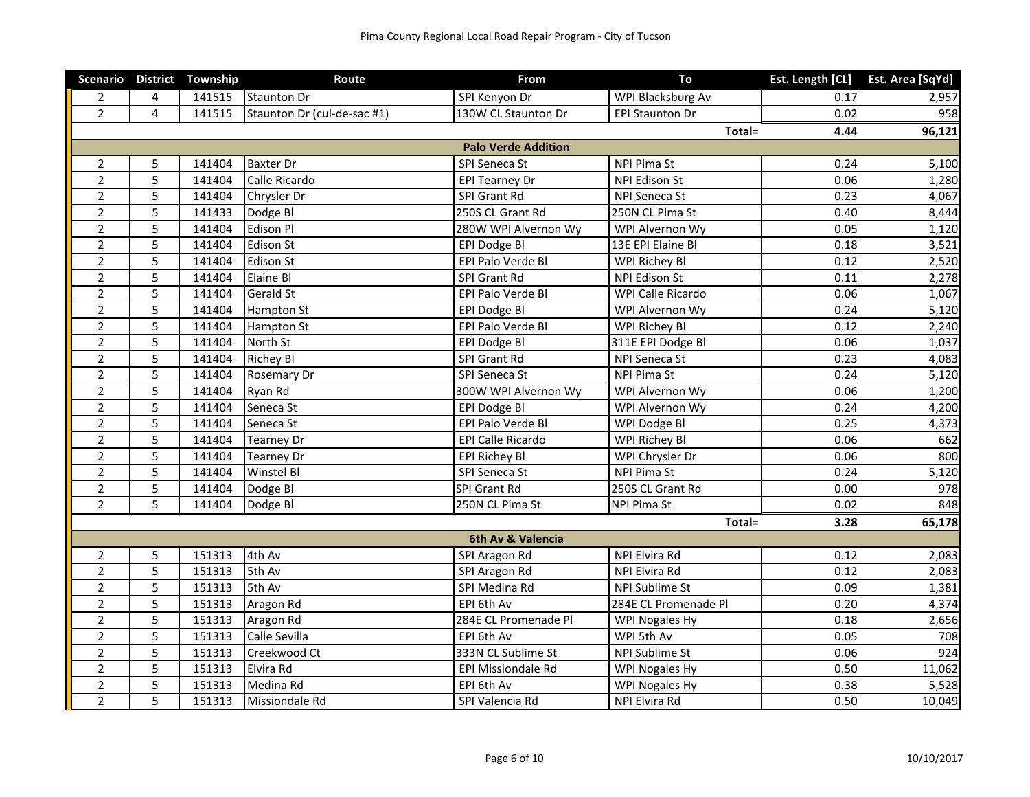Pima County Regional Local Road Repair Program - City of Tucson

| Scenario | District | Township | Route | From | To | Est. Length [CL] | Est. Area [SqYd] |
|---|---|---|---|---|---|---|---|
| 2 | 4 | 141515 | Staunton Dr | SPI Kenyon Dr | WPI Blacksburg Av | 0.17 | 2,957 |
| 2 | 4 | 141515 | Staunton Dr (cul-de-sac #1) | 130W CL Staunton Dr | EPI Staunton Dr | 0.02 | 958 |
| | | | | | **Total=** | **4.44** | **96,121** |
| | | | | **Palo Verde Addition** | | | |
| 2 | 5 | 141404 | Baxter Dr | SPI Seneca St | NPI Pima St | 0.24 | 5,100 |
| 2 | 5 | 141404 | Calle Ricardo | EPI Tearney Dr | NPI Edison St | 0.06 | 1,280 |
| 2 | 5 | 141404 | Chrysler Dr | SPI Grant Rd | NPI Seneca St | 0.23 | 4,067 |
| 2 | 5 | 141433 | Dodge Bl | 250S CL Grant Rd | 250N CL Pima St | 0.40 | 8,444 |
| 2 | 5 | 141404 | Edison Pl | 280W WPI Alvernon Wy | WPI Alvernon Wy | 0.05 | 1,120 |
| 2 | 5 | 141404 | Edison St | EPI Dodge Bl | 13E EPI Elaine Bl | 0.18 | 3,521 |
| 2 | 5 | 141404 | Edison St | EPI Palo Verde Bl | WPI Richey Bl | 0.12 | 2,520 |
| 2 | 5 | 141404 | Elaine Bl | SPI Grant Rd | NPI Edison St | 0.11 | 2,278 |
| 2 | 5 | 141404 | Gerald St | EPI Palo Verde Bl | WPI Calle Ricardo | 0.06 | 1,067 |
| 2 | 5 | 141404 | Hampton St | EPI Dodge Bl | WPI Alvernon Wy | 0.24 | 5,120 |
| 2 | 5 | 141404 | Hampton St | EPI Palo Verde Bl | WPI Richey Bl | 0.12 | 2,240 |
| 2 | 5 | 141404 | North St | EPI Dodge Bl | 311E EPI Dodge Bl | 0.06 | 1,037 |
| 2 | 5 | 141404 | Richey Bl | SPI Grant Rd | NPI Seneca St | 0.23 | 4,083 |
| 2 | 5 | 141404 | Rosemary Dr | SPI Seneca St | NPI Pima St | 0.24 | 5,120 |
| 2 | 5 | 141404 | Ryan Rd | 300W WPI Alvernon Wy | WPI Alvernon Wy | 0.06 | 1,200 |
| 2 | 5 | 141404 | Seneca St | EPI Dodge Bl | WPI Alvernon Wy | 0.24 | 4,200 |
| 2 | 5 | 141404 | Seneca St | EPI Palo Verde Bl | WPI Dodge Bl | 0.25 | 4,373 |
| 2 | 5 | 141404 | Tearney Dr | EPI Calle Ricardo | WPI Richey Bl | 0.06 | 662 |
| 2 | 5 | 141404 | Tearney Dr | EPI Richey Bl | WPI Chrysler Dr | 0.06 | 800 |
| 2 | 5 | 141404 | Winstel Bl | SPI Seneca St | NPI Pima St | 0.24 | 5,120 |
| 2 | 5 | 141404 | Dodge Bl | SPI Grant Rd | 250S CL Grant Rd | 0.00 | 978 |
| 2 | 5 | 141404 | Dodge Bl | 250N CL Pima St | NPI Pima St | 0.02 | 848 |
| | | | | | **Total=** | **3.28** | **65,178** |
| | | | | **6th Av & Valencia** | | | |
| 2 | 5 | 151313 | 4th Av | SPI Aragon Rd | NPI Elvira Rd | 0.12 | 2,083 |
| 2 | 5 | 151313 | 5th Av | SPI Aragon Rd | NPI Elvira Rd | 0.12 | 2,083 |
| 2 | 5 | 151313 | 5th Av | SPI Medina Rd | NPI Sublime St | 0.09 | 1,381 |
| 2 | 5 | 151313 | Aragon Rd | EPI 6th Av | 284E CL Promenade Pl | 0.20 | 4,374 |
| 2 | 5 | 151313 | Aragon Rd | 284E CL Promenade Pl | WPI Nogales Hy | 0.18 | 2,656 |
| 2 | 5 | 151313 | Calle Sevilla | EPI 6th Av | WPI 5th Av | 0.05 | 708 |
| 2 | 5 | 151313 | Creekwood Ct | 333N CL Sublime St | NPI Sublime St | 0.06 | 924 |
| 2 | 5 | 151313 | Elvira Rd | EPI Missiondale Rd | WPI Nogales Hy | 0.50 | 11,062 |
| 2 | 5 | 151313 | Medina Rd | EPI 6th Av | WPI Nogales Hy | 0.38 | 5,528 |
| 2 | 5 | 151313 | Missiondale Rd | SPI Valencia Rd | NPI Elvira Rd | 0.50 | 10,049 |

10/10/2017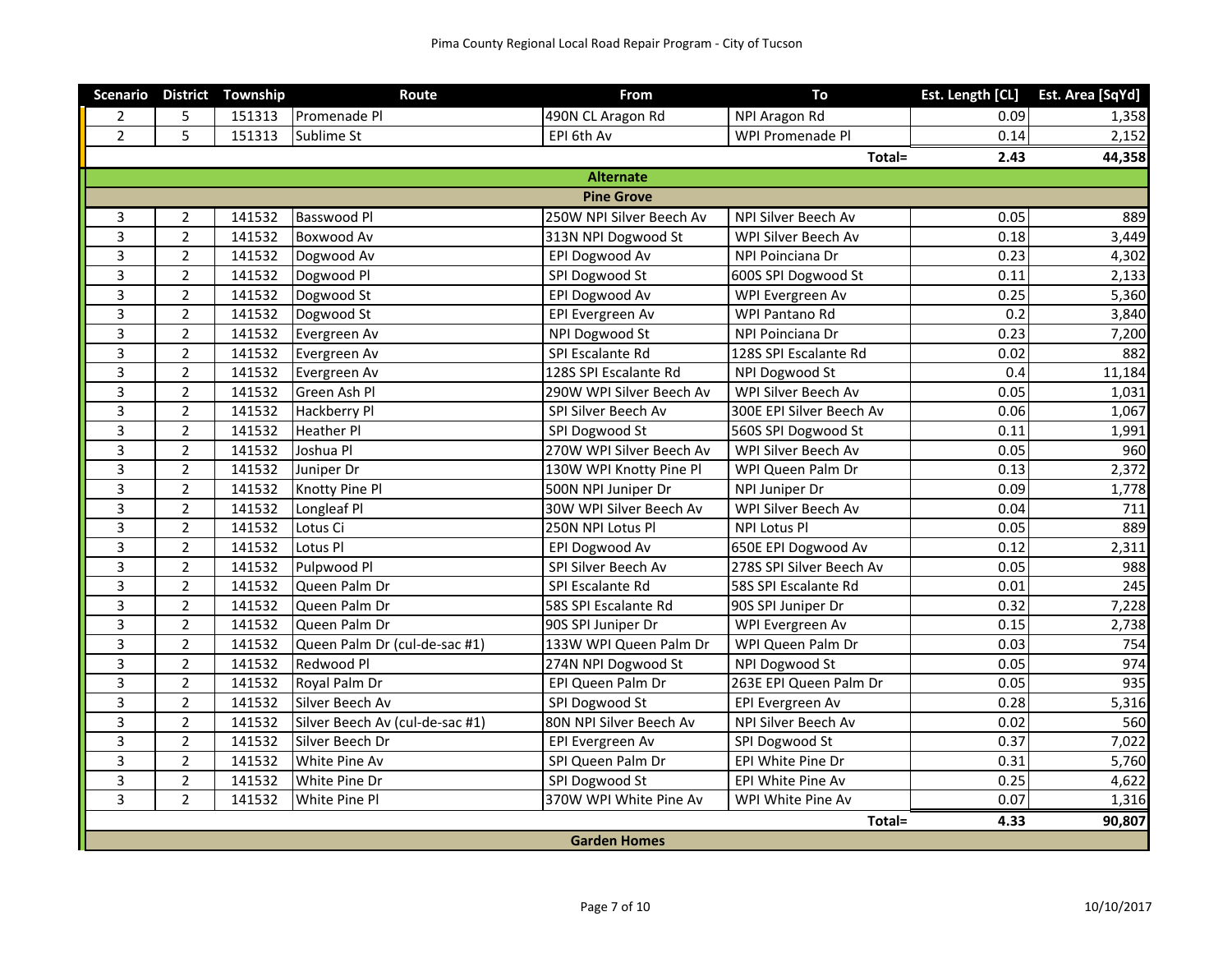Pima County Regional Local Road Repair Program - City of Tucson

| Scenario | District | Township | Route | From | To | Est. Length [CL] | Est. Area [SqYd] |
|---|---|---|---|---|---|---|---|
| 2 | 5 | 151313 | Promenade Pl | 490N CL Aragon Rd | NPI Aragon Rd | 0.09 | 1,358 |
| 2 | 5 | 151313 | Sublime St | EPI 6th Av | WPI Promenade Pl | 0.14 | 2,152 |
| | | | | | **Total=** | **2.43** | **44,358** |
| | | | | **Alternate** | | | |
| | | | | **Pine Grove** | | | |
| 3 | 2 | 141532 | Basswood Pl | 250W NPI Silver Beech Av | NPI Silver Beech Av | 0.05 | 889 |
| 3 | 2 | 141532 | Boxwood Av | 313N NPI Dogwood St | WPI Silver Beech Av | 0.18 | 3,449 |
| 3 | 2 | 141532 | Dogwood Av | EPI Dogwood Av | NPI Poinciana Dr | 0.23 | 4,302 |
| 3 | 2 | 141532 | Dogwood Pl | SPI Dogwood St | 600S SPI Dogwood St | 0.11 | 2,133 |
| 3 | 2 | 141532 | Dogwood St | EPI Dogwood Av | WPI Evergreen Av | 0.25 | 5,360 |
| 3 | 2 | 141532 | Dogwood St | EPI Evergreen Av | WPI Pantano Rd | 0.2 | 3,840 |
| 3 | 2 | 141532 | Evergreen Av | NPI Dogwood St | NPI Poinciana Dr | 0.23 | 7,200 |
| 3 | 2 | 141532 | Evergreen Av | SPI Escalante Rd | 128S SPI Escalante Rd | 0.02 | 882 |
| 3 | 2 | 141532 | Evergreen Av | 128S SPI Escalante Rd | NPI Dogwood St | 0.4 | 11,184 |
| 3 | 2 | 141532 | Green Ash Pl | 290W WPI Silver Beech Av | WPI Silver Beech Av | 0.05 | 1,031 |
| 3 | 2 | 141532 | Hackberry Pl | SPI Silver Beech Av | 300E EPI Silver Beech Av | 0.06 | 1,067 |
| 3 | 2 | 141532 | Heather Pl | SPI Dogwood St | 560S SPI Dogwood St | 0.11 | 1,991 |
| 3 | 2 | 141532 | Joshua Pl | 270W WPI Silver Beech Av | WPI Silver Beech Av | 0.05 | 960 |
| 3 | 2 | 141532 | Juniper Dr | 130W WPI Knotty Pine Pl | WPI Queen Palm Dr | 0.13 | 2,372 |
| 3 | 2 | 141532 | Knotty Pine Pl | 500N NPI Juniper Dr | NPI Juniper Dr | 0.09 | 1,778 |
| 3 | 2 | 141532 | Longleaf Pl | 30W WPI Silver Beech Av | WPI Silver Beech Av | 0.04 | 711 |
| 3 | 2 | 141532 | Lotus Ci | 250N NPI Lotus Pl | NPI Lotus Pl | 0.05 | 889 |
| 3 | 2 | 141532 | Lotus Pl | EPI Dogwood Av | 650E EPI Dogwood Av | 0.12 | 2,311 |
| 3 | 2 | 141532 | Pulpwood Pl | SPI Silver Beech Av | 278S SPI Silver Beech Av | 0.05 | 988 |
| 3 | 2 | 141532 | Queen Palm Dr | SPI Escalante Rd | 58S SPI Escalante Rd | 0.01 | 245 |
| 3 | 2 | 141532 | Queen Palm Dr | 58S SPI Escalante Rd | 90S SPI Juniper Dr | 0.32 | 7,228 |
| 3 | 2 | 141532 | Queen Palm Dr | 90S SPI Juniper Dr | WPI Evergreen Av | 0.15 | 2,738 |
| 3 | 2 | 141532 | Queen Palm Dr (cul-de-sac #1) | 133W WPI Queen Palm Dr | WPI Queen Palm Dr | 0.03 | 754 |
| 3 | 2 | 141532 | Redwood Pl | 274N NPI Dogwood St | NPI Dogwood St | 0.05 | 974 |
| 3 | 2 | 141532 | Royal Palm Dr | EPI Queen Palm Dr | 263E EPI Queen Palm Dr | 0.05 | 935 |
| 3 | 2 | 141532 | Silver Beech Av | SPI Dogwood St | EPI Evergreen Av | 0.28 | 5,316 |
| 3 | 2 | 141532 | Silver Beech Av (cul-de-sac #1) | 80N NPI Silver Beech Av | NPI Silver Beech Av | 0.02 | 560 |
| 3 | 2 | 141532 | Silver Beech Dr | EPI Evergreen Av | SPI Dogwood St | 0.37 | 7,022 |
| 3 | 2 | 141532 | White Pine Av | SPI Queen Palm Dr | EPI White Pine Dr | 0.31 | 5,760 |
| 3 | 2 | 141532 | White Pine Dr | SPI Dogwood St | EPI White Pine Av | 0.25 | 4,622 |
| 3 | 2 | 141532 | White Pine Pl | 370W WPI White Pine Av | WPI White Pine Av | 0.07 | 1,316 |
| | | | | | **Total=** | **4.33** | **90,807** |
| | | | | **Garden Homes** | | | |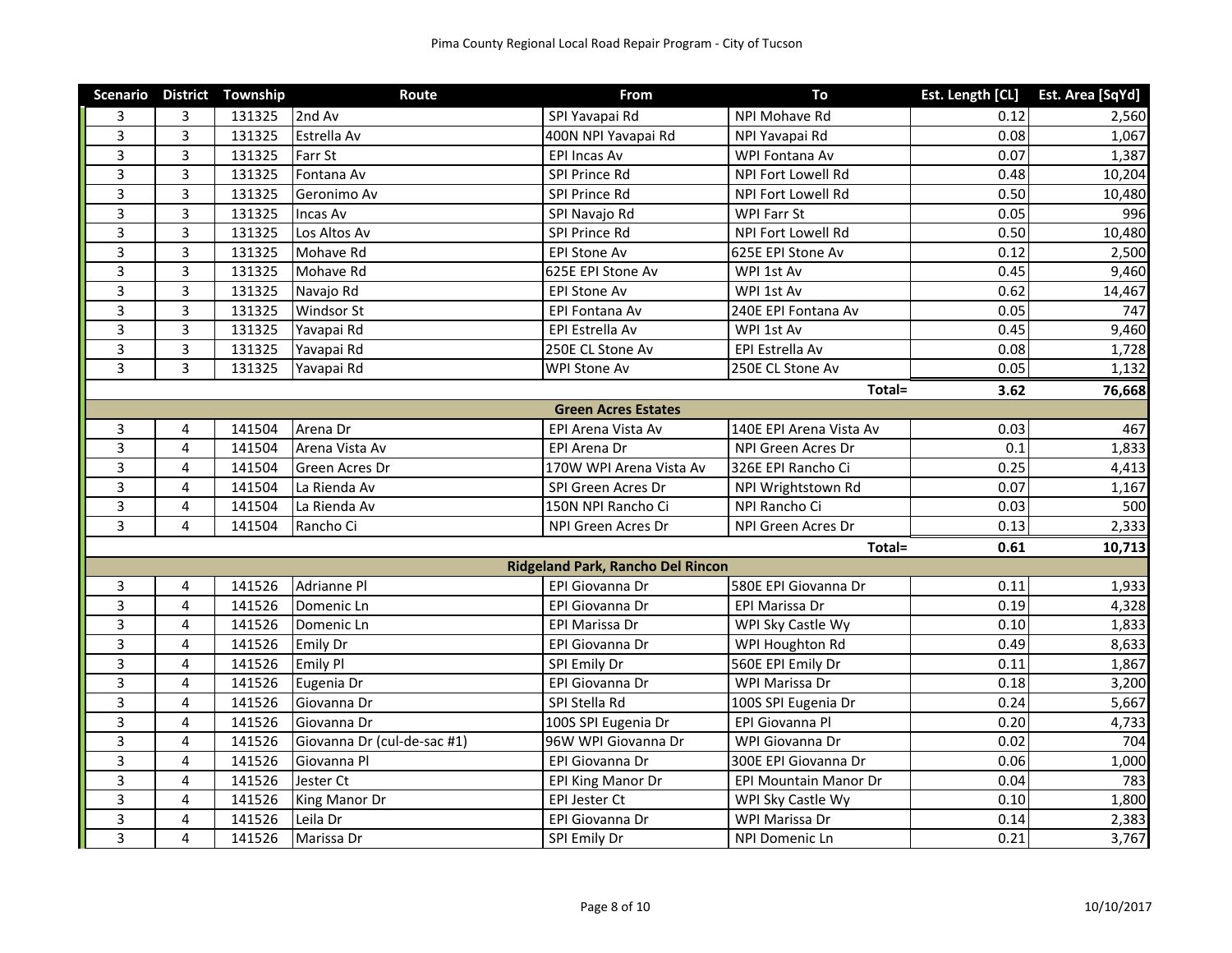| Scenario | District | Township | Route | From | To | Est. Length [CL] | Est. Area [SqYd] |
|---|---|---|---|---|---|---|---|
| 3 | 3 | 131325 | 2nd Av | SPI Yavapai Rd | NPI Mohave Rd | 0.12 | 2,560 |
| 3 | 3 | 131325 | Estrella Av | 400N NPI Yavapai Rd | NPI Yavapai Rd | 0.08 | 1,067 |
| 3 | 3 | 131325 | Farr St | EPI Incas Av | WPI Fontana Av | 0.07 | 1,387 |
| 3 | 3 | 131325 | Fontana Av | SPI Prince Rd | NPI Fort Lowell Rd | 0.48 | 10,204 |
| 3 | 3 | 131325 | Geronimo Av | SPI Prince Rd | NPI Fort Lowell Rd | 0.50 | 10,480 |
| 3 | 3 | 131325 | Incas Av | SPI Navajo Rd | WPI Farr St | 0.05 | 996 |
| 3 | 3 | 131325 | Los Altos Av | SPI Prince Rd | NPI Fort Lowell Rd | 0.50 | 10,480 |
| 3 | 3 | 131325 | Mohave Rd | EPI Stone Av | 625E EPI Stone Av | 0.12 | 2,500 |
| 3 | 3 | 131325 | Mohave Rd | 625E EPI Stone Av | WPI 1st Av | 0.45 | 9,460 |
| 3 | 3 | 131325 | Navajo Rd | EPI Stone Av | WPI 1st Av | 0.62 | 14,467 |
| 3 | 3 | 131325 | Windsor St | EPI Fontana Av | 240E EPI Fontana Av | 0.05 | 747 |
| 3 | 3 | 131325 | Yavapai Rd | EPI Estrella Av | WPI 1st Av | 0.45 | 9,460 |
| 3 | 3 | 131325 | Yavapai Rd | 250E CL Stone Av | EPI Estrella Av | 0.08 | 1,728 |
| 3 | 3 | 131325 | Yavapai Rd | WPI Stone Av | 250E CL Stone Av | 0.05 | 1,132 |
| | | | | | **Total=** | **3.62** | **76,668** |
| | | | | **Green Acres Estates** | | | |
| 3 | 4 | 141504 | Arena Dr | EPI Arena Vista Av | 140E EPI Arena Vista Av | 0.03 | 467 |
| 3 | 4 | 141504 | Arena Vista Av | EPI Arena Dr | NPI Green Acres Dr | 0.1 | 1,833 |
| 3 | 4 | 141504 | Green Acres Dr | 170W WPI Arena Vista Av | 326E EPI Rancho Ci | 0.25 | 4,413 |
| 3 | 4 | 141504 | La Rienda Av | SPI Green Acres Dr | NPI Wrightstown Rd | 0.07 | 1,167 |
| 3 | 4 | 141504 | La Rienda Av | 150N NPI Rancho Ci | NPI Rancho Ci | 0.03 | 500 |
| 3 | 4 | 141504 | Rancho Ci | NPI Green Acres Dr | NPI Green Acres Dr | 0.13 | 2,333 |
| | | | | | **Total=** | **0.61** | **10,713** |
| | | | | **Ridgeland Park, Rancho Del Rincon** | | | |
| 3 | 4 | 141526 | Adrianne Pl | EPI Giovanna Dr | 580E EPI Giovanna Dr | 0.11 | 1,933 |
| 3 | 4 | 141526 | Domenic Ln | EPI Giovanna Dr | EPI Marissa Dr | 0.19 | 4,328 |
| 3 | 4 | 141526 | Domenic Ln | EPI Marissa Dr | WPI Sky Castle Wy | 0.10 | 1,833 |
| 3 | 4 | 141526 | Emily Dr | EPI Giovanna Dr | WPI Houghton Rd | 0.49 | 8,633 |
| 3 | 4 | 141526 | Emily Pl | SPI Emily Dr | 560E EPI Emily Dr | 0.11 | 1,867 |
| 3 | 4 | 141526 | Eugenia Dr | EPI Giovanna Dr | WPI Marissa Dr | 0.18 | 3,200 |
| 3 | 4 | 141526 | Giovanna Dr | SPI Stella Rd | 100S SPI Eugenia Dr | 0.24 | 5,667 |
| 3 | 4 | 141526 | Giovanna Dr | 100S SPI Eugenia Dr | EPI Giovanna Pl | 0.20 | 4,733 |
| 3 | 4 | 141526 | Giovanna Dr (cul-de-sac #1) | 96W WPI Giovanna Dr | WPI Giovanna Dr | 0.02 | 704 |
| 3 | 4 | 141526 | Giovanna Pl | EPI Giovanna Dr | 300E EPI Giovanna Dr | 0.06 | 1,000 |
| 3 | 4 | 141526 | Jester Ct | EPI King Manor Dr | EPI Mountain Manor Dr | 0.04 | 783 |
| 3 | 4 | 141526 | King Manor Dr | EPI Jester Ct | WPI Sky Castle Wy | 0.10 | 1,800 |
| 3 | 4 | 141526 | Leila Dr | EPI Giovanna Dr | WPI Marissa Dr | 0.14 | 2,383 |
| 3 | 4 | 141526 | Marissa Dr | SPI Emily Dr | NPI Domenic Ln | 0.21 | 3,767 |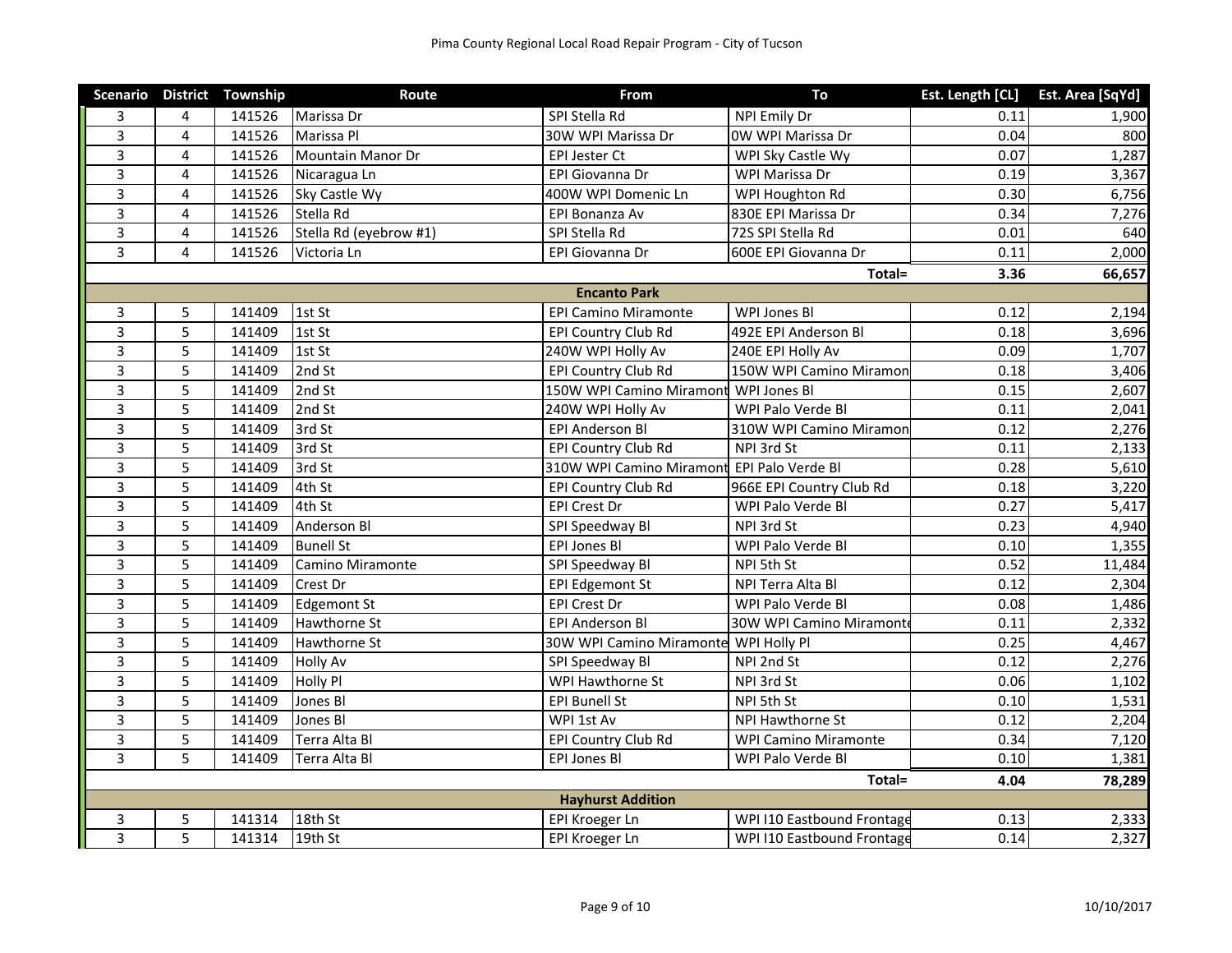| Scenario | District | Township | Route | From | To | Est. Length [CL] | Est. Area [SqYd] |
|---|---|---|---|---|---|---|---|
| 3 | 4 | 141526 | Marissa Dr | SPI Stella Rd | NPI Emily Dr | 0.11 | 1,900 |
| 3 | 4 | 141526 | Marissa Pl | 30W WPI Marissa Dr | 0W WPI Marissa Dr | 0.04 | 800 |
| 3 | 4 | 141526 | Mountain Manor Dr | EPI Jester Ct | WPI Sky Castle Wy | 0.07 | 1,287 |
| 3 | 4 | 141526 | Nicaragua Ln | EPI Giovanna Dr | WPI Marissa Dr | 0.19 | 3,367 |
| 3 | 4 | 141526 | Sky Castle Wy | 400W WPI Domenic Ln | WPI Houghton Rd | 0.30 | 6,756 |
| 3 | 4 | 141526 | Stella Rd | EPI Bonanza Av | 830E EPI Marissa Dr | 0.34 | 7,276 |
| 3 | 4 | 141526 | Stella Rd (eyebrow #1) | SPI Stella Rd | 72S SPI Stella Rd | 0.01 | 640 |
| 3 | 4 | 141526 | Victoria Ln | EPI Giovanna Dr | 600E EPI Giovanna Dr | 0.11 | 2,000 |
| | | | | | **Total=** | **3.36** | **66,657** |
| | | | | **Encanto Park** | | | |
| 3 | 5 | 141409 | 1st St | EPI Camino Miramonte | WPI Jones Bl | 0.12 | 2,194 |
| 3 | 5 | 141409 | 1st St | EPI Country Club Rd | 492E EPI Anderson Bl | 0.18 | 3,696 |
| 3 | 5 | 141409 | 1st St | 240W WPI Holly Av | 240E EPI Holly Av | 0.09 | 1,707 |
| 3 | 5 | 141409 | 2nd St | EPI Country Club Rd | 150W WPI Camino Miramon | 0.18 | 3,406 |
| 3 | 5 | 141409 | 2nd St | 150W WPI Camino Miramont | WPI Jones Bl | 0.15 | 2,607 |
| 3 | 5 | 141409 | 2nd St | 240W WPI Holly Av | WPI Palo Verde Bl | 0.11 | 2,041 |
| 3 | 5 | 141409 | 3rd St | EPI Anderson Bl | 310W WPI Camino Miramon | 0.12 | 2,276 |
| 3 | 5 | 141409 | 3rd St | EPI Country Club Rd | NPI 3rd St | 0.11 | 2,133 |
| 3 | 5 | 141409 | 3rd St | 310W WPI Camino Miramont | EPI Palo Verde Bl | 0.28 | 5,610 |
| 3 | 5 | 141409 | 4th St | EPI Country Club Rd | 966E EPI Country Club Rd | 0.18 | 3,220 |
| 3 | 5 | 141409 | 4th St | EPI Crest Dr | WPI Palo Verde Bl | 0.27 | 5,417 |
| 3 | 5 | 141409 | Anderson Bl | SPI Speedway Bl | NPI 3rd St | 0.23 | 4,940 |
| 3 | 5 | 141409 | Bunell St | EPI Jones Bl | WPI Palo Verde Bl | 0.10 | 1,355 |
| 3 | 5 | 141409 | Camino Miramonte | SPI Speedway Bl | NPI 5th St | 0.52 | 11,484 |
| 3 | 5 | 141409 | Crest Dr | EPI Edgemont St | NPI Terra Alta Bl | 0.12 | 2,304 |
| 3 | 5 | 141409 | Edgemont St | EPI Crest Dr | WPI Palo Verde Bl | 0.08 | 1,486 |
| 3 | 5 | 141409 | Hawthorne St | EPI Anderson Bl | 30W WPI Camino Miramonte | 0.11 | 2,332 |
| 3 | 5 | 141409 | Hawthorne St | 30W WPI Camino Miramonte | WPI Holly Pl | 0.25 | 4,467 |
| 3 | 5 | 141409 | Holly Av | SPI Speedway Bl | NPI 2nd St | 0.12 | 2,276 |
| 3 | 5 | 141409 | Holly Pl | WPI Hawthorne St | NPI 3rd St | 0.06 | 1,102 |
| 3 | 5 | 141409 | Jones Bl | EPI Bunell St | NPI 5th St | 0.10 | 1,531 |
| 3 | 5 | 141409 | Jones Bl | WPI 1st Av | NPI Hawthorne St | 0.12 | 2,204 |
| 3 | 5 | 141409 | Terra Alta Bl | EPI Country Club Rd | WPI Camino Miramonte | 0.34 | 7,120 |
| 3 | 5 | 141409 | Terra Alta Bl | EPI Jones Bl | WPI Palo Verde Bl | 0.10 | 1,381 |
| | | | | | **Total=** | **4.04** | **78,289** |
| | | | | **Hayhurst Addition** | | | |
| 3 | 5 | 141314 | 18th St | EPI Kroeger Ln | WPI I10 Eastbound Frontage | 0.13 | 2,333 |
| 3 | 5 | 141314 | 19th St | EPI Kroeger Ln | WPI I10 Eastbound Frontage | 0.14 | 2,327 |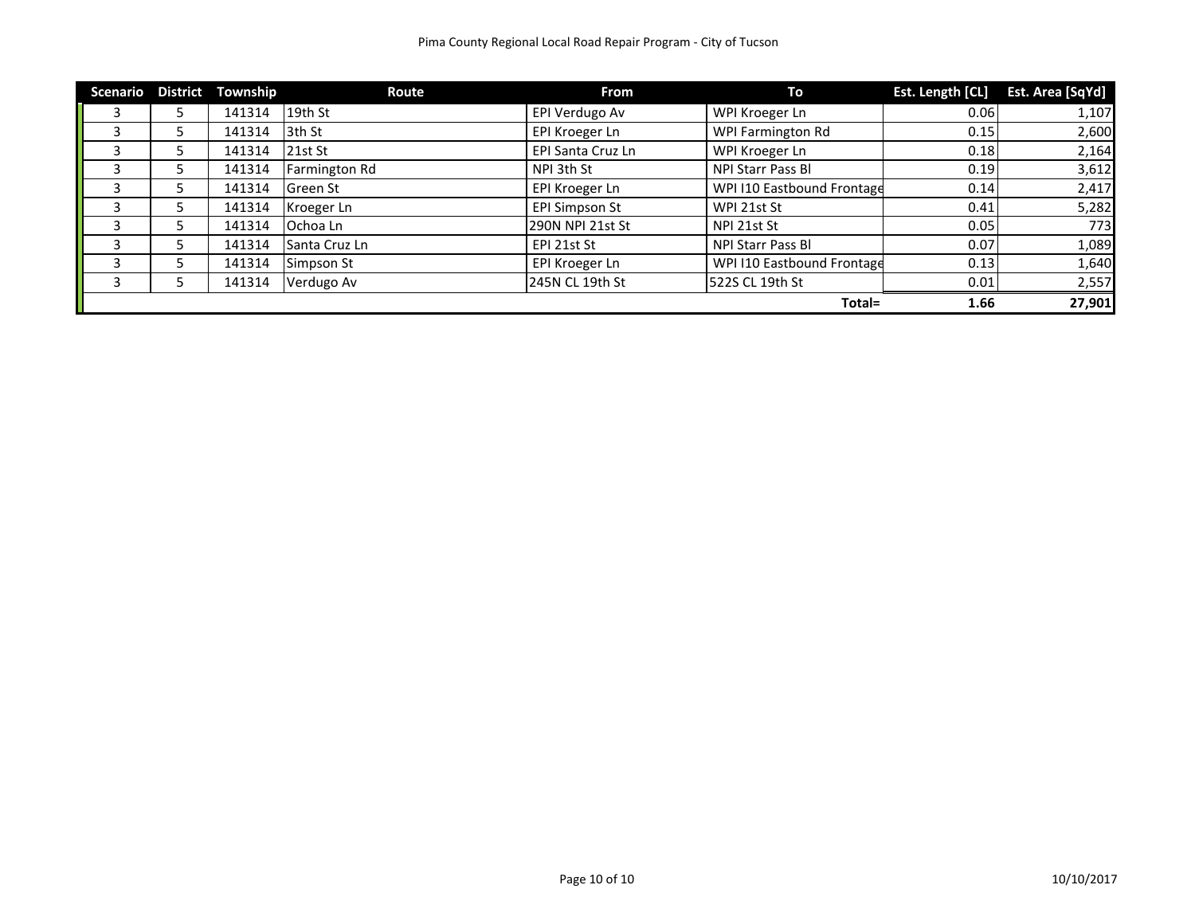| Scenario | District | Township | Route | From | To | Est. Length [CL] | Est. Area [SqYd] |
|---|---|---|---|---|---|---|---|
| 3 | 5 | 141314 | 19th St | EPI Verdugo Av | WPI Kroeger Ln | 0.06 | 1,107 |
| 3 | 5 | 141314 | 3th St | EPI Kroeger Ln | WPI Farmington Rd | 0.15 | 2,600 |
| 3 | 5 | 141314 | 21st St | EPI Santa Cruz Ln | WPI Kroeger Ln | 0.18 | 2,164 |
| 3 | 5 | 141314 | Farmington Rd | NPI 3th St | NPI Starr Pass Bl | 0.19 | 3,612 |
| 3 | 5 | 141314 | Green St | EPI Kroeger Ln | WPI I10 Eastbound Frontage | 0.14 | 2,417 |
| 3 | 5 | 141314 | Kroeger Ln | EPI Simpson St | WPI 21st St | 0.41 | 5,282 |
| 3 | 5 | 141314 | Ochoa Ln | 290N NPI 21st St | NPI 21st St | 0.05 | 773 |
| 3 | 5 | 141314 | Santa Cruz Ln | EPI 21st St | NPI Starr Pass Bl | 0.07 | 1,089 |
| 3 | 5 | 141314 | Simpson St | EPI Kroeger Ln | WPI I10 Eastbound Frontage | 0.13 | 1,640 |
| 3 | 5 | 141314 | Verdugo Av | 245N CL 19th St | 522S CL 19th St | 0.01 | 2,557 |
| | | | | | **Total=** | **1.66** | **27,901** |